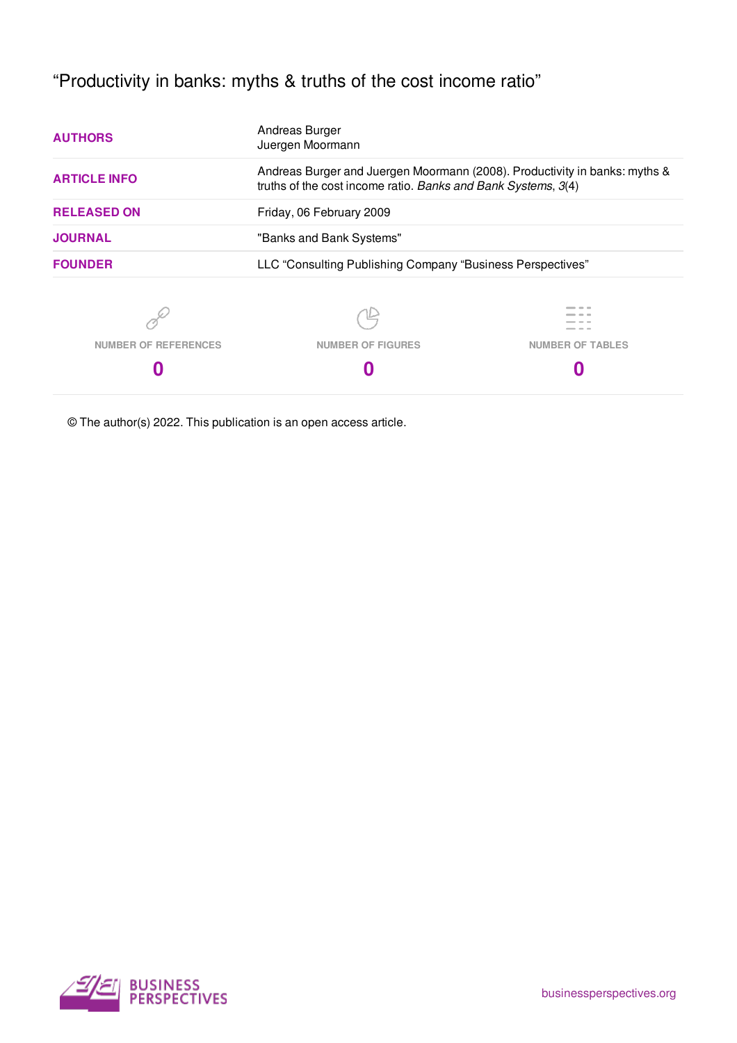# "Productivity in banks: myths & truths of the cost income ratio"

| | |
|---|---|
| **AUTHORS** | Andreas Burger<br>Juergen Moormann |
| **ARTICLE INFO** | Andreas Burger and Juergen Moormann (2008). Productivity in banks: myths & truths of the cost income ratio. *Banks and Bank Systems*, *3*(4) |
| **RELEASED ON** | Friday, 06 February 2009 |
| **JOURNAL** | "Banks and Bank Systems" |
| **FOUNDER** | LLC "Consulting Publishing Company "Business Perspectives" |

| NUMBER OF REFERENCES | NUMBER OF FIGURES | NUMBER OF TABLES |
|---|---|---|
| **0** | **0** | **0** |

© The author(s) 2022. This publication is an open access article.

BUSINESS PERSPECTIVES

businessperspectives.org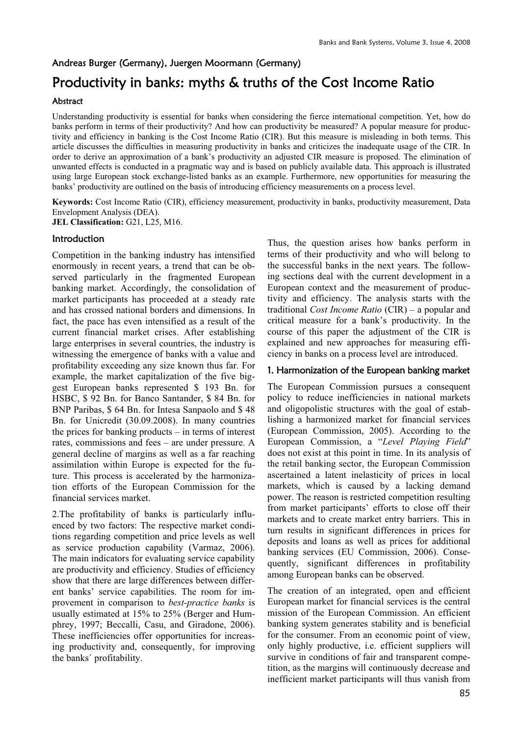Andreas Burger (Germany), Juergen Moormann (Germany)

# Productivity in banks: myths & truths of the Cost Income Ratio

### Abstract

Understanding productivity is essential for banks when considering the fierce international competition. Yet, how do banks perform in terms of their productivity? And how can productivity be measured? A popular measure for productivity and efficiency in banking is the Cost Income Ratio (CIR). But this measure is misleading in both terms. This article discusses the difficulties in measuring productivity in banks and criticizes the inadequate usage of the CIR. In order to derive an approximation of a bank's productivity an adjusted CIR measure is proposed. The elimination of unwanted effects is conducted in a pragmatic way and is based on publicly available data. This approach is illustrated using large European stock exchange-listed banks as an example. Furthermore, new opportunities for measuring the banks' productivity are outlined on the basis of introducing efficiency measurements on a process level.

**Keywords:** Cost Income Ratio (CIR), efficiency measurement, productivity in banks, productivity measurement, Data Envelopment Analysis (DEA).
**JEL Classification:** G21, L25, M16.

## Introduction

Competition in the banking industry has intensified enormously in recent years, a trend that can be observed particularly in the fragmented European banking market. Accordingly, the consolidation of market participants has proceeded at a steady rate and has crossed national borders and dimensions. In fact, the pace has even intensified as a result of the current financial market crises. After establishing large enterprises in several countries, the industry is witnessing the emergence of banks with a value and profitability exceeding any size known thus far. For example, the market capitalization of the five biggest European banks represented \$ 193 Bn. for HSBC, \$ 92 Bn. for Banco Santander, \$ 84 Bn. for BNP Paribas, \$ 64 Bn. for Intesa Sanpaolo and \$ 48 Bn. for Unicredit (30.09.2008). In many countries the prices for banking products – in terms of interest rates, commissions and fees – are under pressure. A general decline of margins as well as a far reaching assimilation within Europe is expected for the future. This process is accelerated by the harmonization efforts of the European Commission for the financial services market.

2.The profitability of banks is particularly influenced by two factors: The respective market conditions regarding competition and price levels as well as service production capability (Varmaz, 2006). The main indicators for evaluating service capability are productivity and efficiency. Studies of efficiency show that there are large differences between different banks' service capabilities. The room for improvement in comparison to *best-practice banks* is usually estimated at 15% to 25% (Berger and Humphrey, 1997; Beccalli, Casu, and Giradone, 2006). These inefficiencies offer opportunities for increasing productivity and, consequently, for improving the banks´ profitability.

Thus, the question arises how banks perform in terms of their productivity and who will belong to the successful banks in the next years. The following sections deal with the current development in a European context and the measurement of productivity and efficiency. The analysis starts with the traditional *Cost Income Ratio* (CIR) – a popular and critical measure for a bank's productivity. In the course of this paper the adjustment of the CIR is explained and new approaches for measuring efficiency in banks on a process level are introduced.

## 1. Harmonization of the European banking market

The European Commission pursues a consequent policy to reduce inefficiencies in national markets and oligopolistic structures with the goal of establishing a harmonized market for financial services (European Commission, 2005). According to the European Commission, a "*Level Playing Field*" does not exist at this point in time. In its analysis of the retail banking sector, the European Commission ascertained a latent inelasticity of prices in local markets, which is caused by a lacking demand power. The reason is restricted competition resulting from market participants' efforts to close off their markets and to create market entry barriers. This in turn results in significant differences in prices for deposits and loans as well as prices for additional banking services (EU Commission, 2006). Consequently, significant differences in profitability among European banks can be observed.

The creation of an integrated, open and efficient European market for financial services is the central mission of the European Commission. An efficient banking system generates stability and is beneficial for the consumer. From an economic point of view, only highly productive, i.e. efficient suppliers will survive in conditions of fair and transparent competition, as the margins will continuously decrease and inefficient market participants will thus vanish from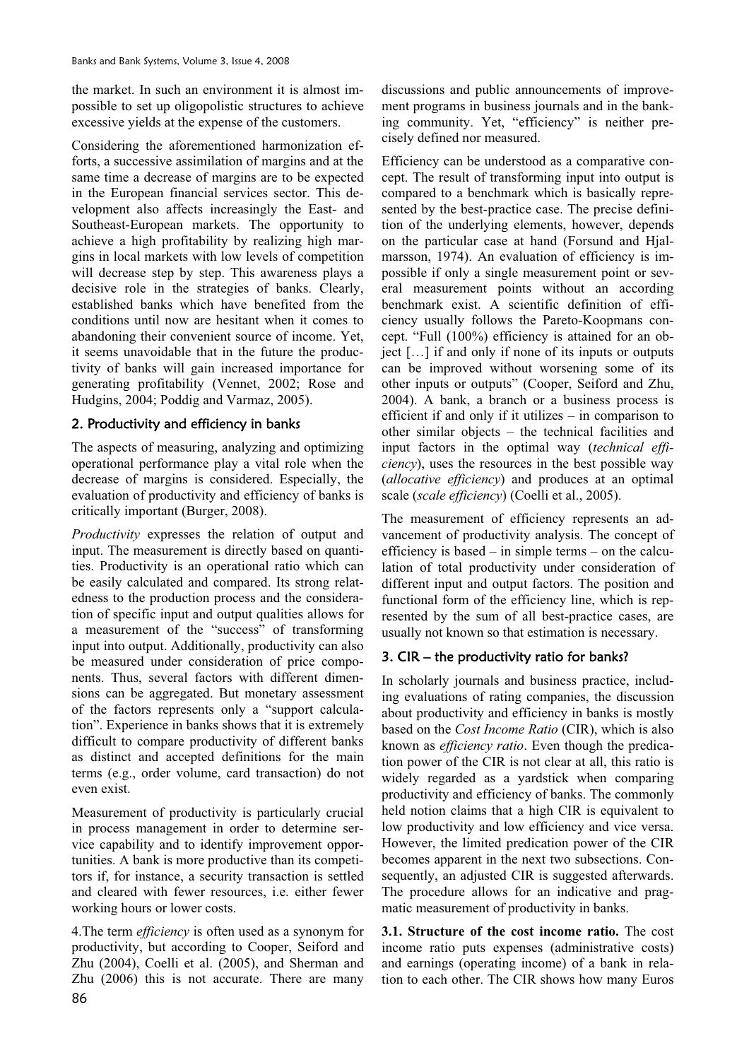the market. In such an environment it is almost impossible to set up oligopolistic structures to achieve excessive yields at the expense of the customers.

Considering the aforementioned harmonization efforts, a successive assimilation of margins and at the same time a decrease of margins are to be expected in the European financial services sector. This development also affects increasingly the East- and Southeast-European markets. The opportunity to achieve a high profitability by realizing high margins in local markets with low levels of competition will decrease step by step. This awareness plays a decisive role in the strategies of banks. Clearly, established banks which have benefited from the conditions until now are hesitant when it comes to abandoning their convenient source of income. Yet, it seems unavoidable that in the future the productivity of banks will gain increased importance for generating profitability (Vennet, 2002; Rose and Hudgins, 2004; Poddig and Varmaz, 2005).

## 2. Productivity and efficiency in banks

The aspects of measuring, analyzing and optimizing operational performance play a vital role when the decrease of margins is considered. Especially, the evaluation of productivity and efficiency of banks is critically important (Burger, 2008).

*Productivity* expresses the relation of output and input. The measurement is directly based on quantities. Productivity is an operational ratio which can be easily calculated and compared. Its strong relatedness to the production process and the consideration of specific input and output qualities allows for a measurement of the "success" of transforming input into output. Additionally, productivity can also be measured under consideration of price components. Thus, several factors with different dimensions can be aggregated. But monetary assessment of the factors represents only a "support calculation". Experience in banks shows that it is extremely difficult to compare productivity of different banks as distinct and accepted definitions for the main terms (e.g., order volume, card transaction) do not even exist.

Measurement of productivity is particularly crucial in process management in order to determine service capability and to identify improvement opportunities. A bank is more productive than its competitors if, for instance, a security transaction is settled and cleared with fewer resources, i.e. either fewer working hours or lower costs.

4.The term *efficiency* is often used as a synonym for productivity, but according to Cooper, Seiford and Zhu (2004), Coelli et al. (2005), and Sherman and Zhu (2006) this is not accurate. There are many discussions and public announcements of improvement programs in business journals and in the banking community. Yet, "efficiency" is neither precisely defined nor measured.

Efficiency can be understood as a comparative concept. The result of transforming input into output is compared to a benchmark which is basically represented by the best-practice case. The precise definition of the underlying elements, however, depends on the particular case at hand (Forsund and Hjalmarsson, 1974). An evaluation of efficiency is impossible if only a single measurement point or several measurement points without an according benchmark exist. A scientific definition of efficiency usually follows the Pareto-Koopmans concept. "Full (100%) efficiency is attained for an object […] if and only if none of its inputs or outputs can be improved without worsening some of its other inputs or outputs" (Cooper, Seiford and Zhu, 2004). A bank, a branch or a business process is efficient if and only if it utilizes – in comparison to other similar objects – the technical facilities and input factors in the optimal way (*technical efficiency*), uses the resources in the best possible way (*allocative efficiency*) and produces at an optimal scale (*scale efficiency*) (Coelli et al., 2005).

The measurement of efficiency represents an advancement of productivity analysis. The concept of efficiency is based – in simple terms – on the calculation of total productivity under consideration of different input and output factors. The position and functional form of the efficiency line, which is represented by the sum of all best-practice cases, are usually not known so that estimation is necessary.

## 3. CIR – the productivity ratio for banks?

In scholarly journals and business practice, including evaluations of rating companies, the discussion about productivity and efficiency in banks is mostly based on the *Cost Income Ratio* (CIR), which is also known as *efficiency ratio*. Even though the predication power of the CIR is not clear at all, this ratio is widely regarded as a yardstick when comparing productivity and efficiency of banks. The commonly held notion claims that a high CIR is equivalent to low productivity and low efficiency and vice versa. However, the limited predication power of the CIR becomes apparent in the next two subsections. Consequently, an adjusted CIR is suggested afterwards. The procedure allows for an indicative and pragmatic measurement of productivity in banks.

**3.1. Structure of the cost income ratio.** The cost income ratio puts expenses (administrative costs) and earnings (operating income) of a bank in relation to each other. The CIR shows how many Euros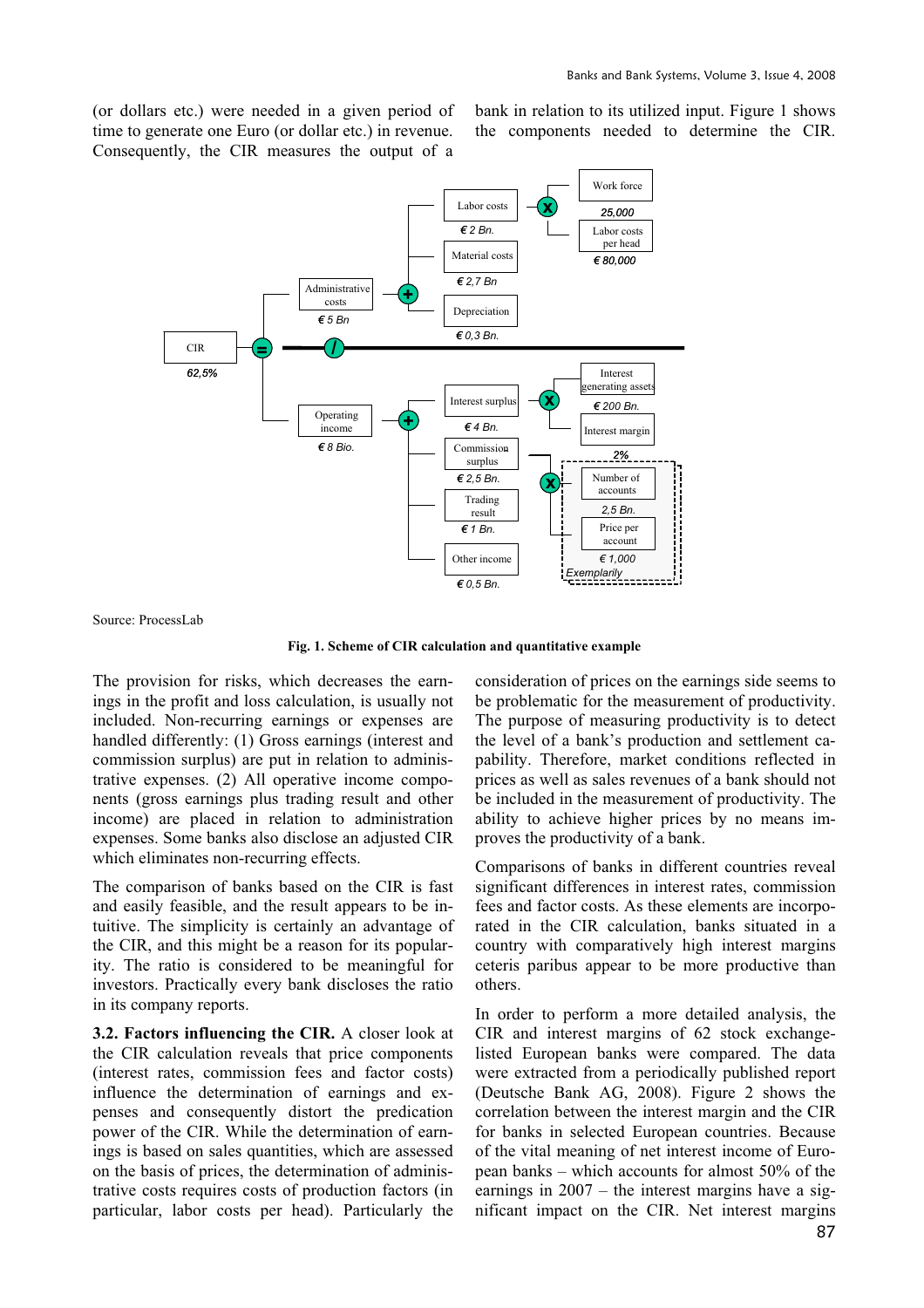(or dollars etc.) were needed in a given period of time to generate one Euro (or dollar etc.) in revenue. Consequently, the CIR measures the output of a bank in relation to its utilized input. Figure 1 shows the components needed to determine the CIR.

Source: ProcessLab

**Fig. 1. Scheme of CIR calculation and quantitative example**

The provision for risks, which decreases the earnings in the profit and loss calculation, is usually not included. Non-recurring earnings or expenses are handled differently: (1) Gross earnings (interest and commission surplus) are put in relation to administrative expenses. (2) All operative income components (gross earnings plus trading result and other income) are placed in relation to administration expenses. Some banks also disclose an adjusted CIR which eliminates non-recurring effects.

The comparison of banks based on the CIR is fast and easily feasible, and the result appears to be intuitive. The simplicity is certainly an advantage of the CIR, and this might be a reason for its popularity. The ratio is considered to be meaningful for investors. Practically every bank discloses the ratio in its company reports.

**3.2. Factors influencing the CIR.** A closer look at the CIR calculation reveals that price components (interest rates, commission fees and factor costs) influence the determination of earnings and expenses and consequently distort the predication power of the CIR. While the determination of earnings is based on sales quantities, which are assessed on the basis of prices, the determination of administrative costs requires costs of production factors (in particular, labor costs per head). Particularly the consideration of prices on the earnings side seems to be problematic for the measurement of productivity. The purpose of measuring productivity is to detect the level of a bank's production and settlement capability. Therefore, market conditions reflected in prices as well as sales revenues of a bank should not be included in the measurement of productivity. The ability to achieve higher prices by no means improves the productivity of a bank.

Comparisons of banks in different countries reveal significant differences in interest rates, commission fees and factor costs. As these elements are incorporated in the CIR calculation, banks situated in a country with comparatively high interest margins ceteris paribus appear to be more productive than others.

In order to perform a more detailed analysis, the CIR and interest margins of 62 stock exchange-listed European banks were compared. The data were extracted from a periodically published report (Deutsche Bank AG, 2008). Figure 2 shows the correlation between the interest margin and the CIR for banks in selected European countries. Because of the vital meaning of net interest income of European banks – which accounts for almost 50% of the earnings in 2007 – the interest margins have a significant impact on the CIR. Net interest margins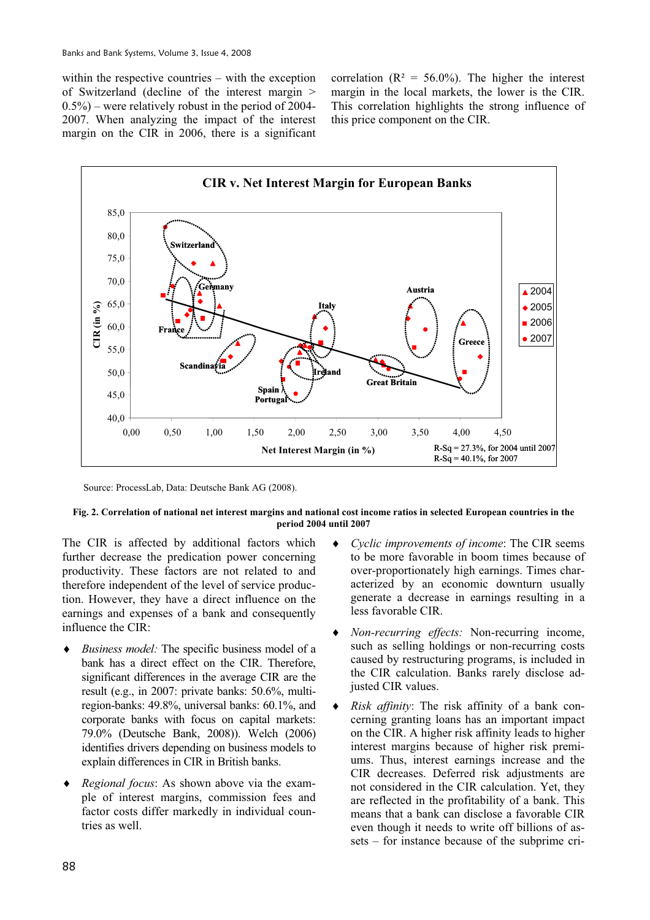within the respective countries – with the exception of Switzerland (decline of the interest margin > 0.5%) – were relatively robust in the period of 2004-2007. When analyzing the impact of the interest margin on the CIR in 2006, there is a significant correlation ($R^2$ = 56.0%). The higher the interest margin in the local markets, the lower is the CIR. This correlation highlights the strong influence of this price component on the CIR.

Source: ProcessLab, Data: Deutsche Bank AG (2008).

**Fig. 2. Correlation of national net interest margins and national cost income ratios in selected European countries in the period 2004 until 2007**

The CIR is affected by additional factors which further decrease the predication power concerning productivity. These factors are not related to and therefore independent of the level of service production. However, they have a direct influence on the earnings and expenses of a bank and consequently influence the CIR:

- *Business model:* The specific business model of a bank has a direct effect on the CIR. Therefore, significant differences in the average CIR are the result (e.g., in 2007: private banks: 50.6%, multi-region-banks: 49.8%, universal banks: 60.1%, and corporate banks with focus on capital markets: 79.0% (Deutsche Bank, 2008)). Welch (2006) identifies drivers depending on business models to explain differences in CIR in British banks.
- *Regional focus*: As shown above via the example of interest margins, commission fees and factor costs differ markedly in individual countries as well.
- *Cyclic improvements of income*: The CIR seems to be more favorable in boom times because of over-proportionately high earnings. Times characterized by an economic downturn usually generate a decrease in earnings resulting in a less favorable CIR.
- *Non-recurring effects:* Non-recurring income, such as selling holdings or non-recurring costs caused by restructuring programs, is included in the CIR calculation. Banks rarely disclose adjusted CIR values.
- *Risk affinity*: The risk affinity of a bank concerning granting loans has an important impact on the CIR. A higher risk affinity leads to higher interest margins because of higher risk premiums. Thus, interest earnings increase and the CIR decreases. Deferred risk adjustments are not considered in the CIR calculation. Yet, they are reflected in the profitability of a bank. This means that a bank can disclose a favorable CIR even though it needs to write off billions of assets – for instance because of the subprime cri-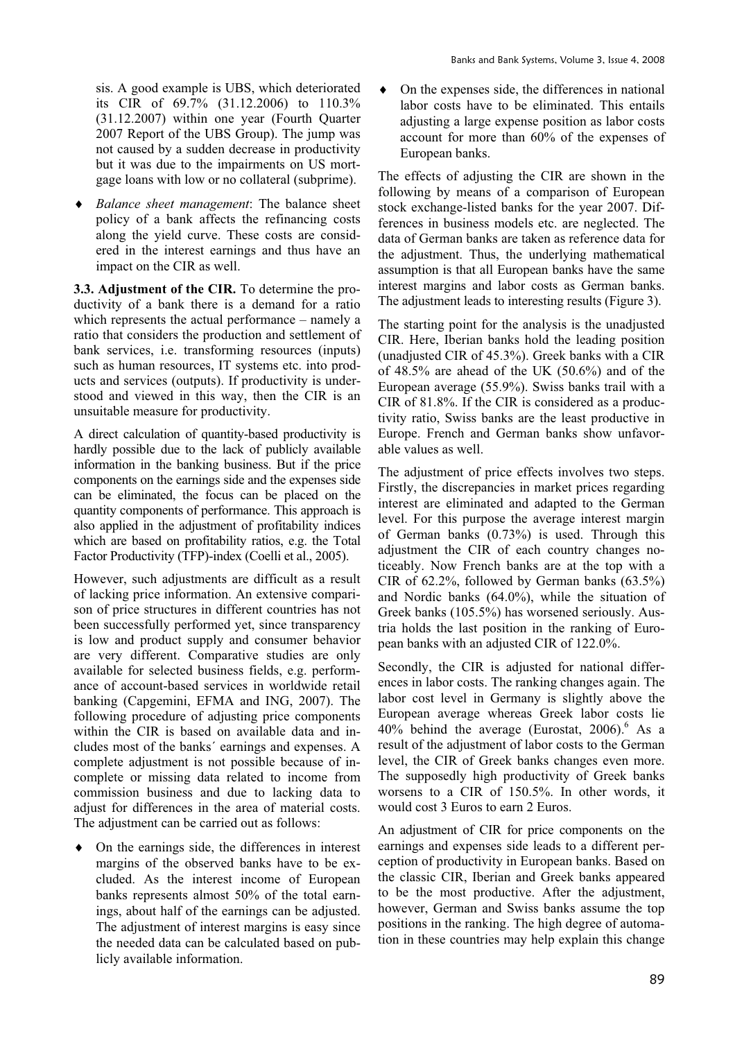sis. A good example is UBS, which deteriorated its CIR of 69.7% (31.12.2006) to 110.3% (31.12.2007) within one year (Fourth Quarter 2007 Report of the UBS Group). The jump was not caused by a sudden decrease in productivity but it was due to the impairments on US mortgage loans with low or no collateral (subprime).

- *Balance sheet management*: The balance sheet policy of a bank affects the refinancing costs along the yield curve. These costs are considered in the interest earnings and thus have an impact on the CIR as well.

**3.3. Adjustment of the CIR.** To determine the productivity of a bank there is a demand for a ratio which represents the actual performance – namely a ratio that considers the production and settlement of bank services, i.e. transforming resources (inputs) such as human resources, IT systems etc. into products and services (outputs). If productivity is understood and viewed in this way, then the CIR is an unsuitable measure for productivity.

A direct calculation of quantity-based productivity is hardly possible due to the lack of publicly available information in the banking business. But if the price components on the earnings side and the expenses side can be eliminated, the focus can be placed on the quantity components of performance. This approach is also applied in the adjustment of profitability indices which are based on profitability ratios, e.g. the Total Factor Productivity (TFP)-index (Coelli et al., 2005).

However, such adjustments are difficult as a result of lacking price information. An extensive comparison of price structures in different countries has not been successfully performed yet, since transparency is low and product supply and consumer behavior are very different. Comparative studies are only available for selected business fields, e.g. performance of account-based services in worldwide retail banking (Capgemini, EFMA and ING, 2007). The following procedure of adjusting price components within the CIR is based on available data and includes most of the banks´ earnings and expenses. A complete adjustment is not possible because of incomplete or missing data related to income from commission business and due to lacking data to adjust for differences in the area of material costs. The adjustment can be carried out as follows:

- On the earnings side, the differences in interest margins of the observed banks have to be excluded. As the interest income of European banks represents almost 50% of the total earnings, about half of the earnings can be adjusted. The adjustment of interest margins is easy since the needed data can be calculated based on publicly available information.
- On the expenses side, the differences in national labor costs have to be eliminated. This entails adjusting a large expense position as labor costs account for more than 60% of the expenses of European banks.

The effects of adjusting the CIR are shown in the following by means of a comparison of European stock exchange-listed banks for the year 2007. Differences in business models etc. are neglected. The data of German banks are taken as reference data for the adjustment. Thus, the underlying mathematical assumption is that all European banks have the same interest margins and labor costs as German banks. The adjustment leads to interesting results (Figure 3).

The starting point for the analysis is the unadjusted CIR. Here, Iberian banks hold the leading position (unadjusted CIR of 45.3%). Greek banks with a CIR of 48.5% are ahead of the UK (50.6%) and of the European average (55.9%). Swiss banks trail with a CIR of 81.8%. If the CIR is considered as a productivity ratio, Swiss banks are the least productive in Europe. French and German banks show unfavorable values as well.

The adjustment of price effects involves two steps. Firstly, the discrepancies in market prices regarding interest are eliminated and adapted to the German level. For this purpose the average interest margin of German banks (0.73%) is used. Through this adjustment the CIR of each country changes noticeably. Now French banks are at the top with a CIR of 62.2%, followed by German banks (63.5%) and Nordic banks (64.0%), while the situation of Greek banks (105.5%) has worsened seriously. Austria holds the last position in the ranking of European banks with an adjusted CIR of 122.0%.

Secondly, the CIR is adjusted for national differences in labor costs. The ranking changes again. The labor cost level in Germany is slightly above the European average whereas Greek labor costs lie 40% behind the average (Eurostat, 2006).[6] As a result of the adjustment of labor costs to the German level, the CIR of Greek banks changes even more. The supposedly high productivity of Greek banks worsens to a CIR of 150.5%. In other words, it would cost 3 Euros to earn 2 Euros.

An adjustment of CIR for price components on the earnings and expenses side leads to a different perception of productivity in European banks. Based on the classic CIR, Iberian and Greek banks appeared to be the most productive. After the adjustment, however, German and Swiss banks assume the top positions in the ranking. The high degree of automation in these countries may help explain this change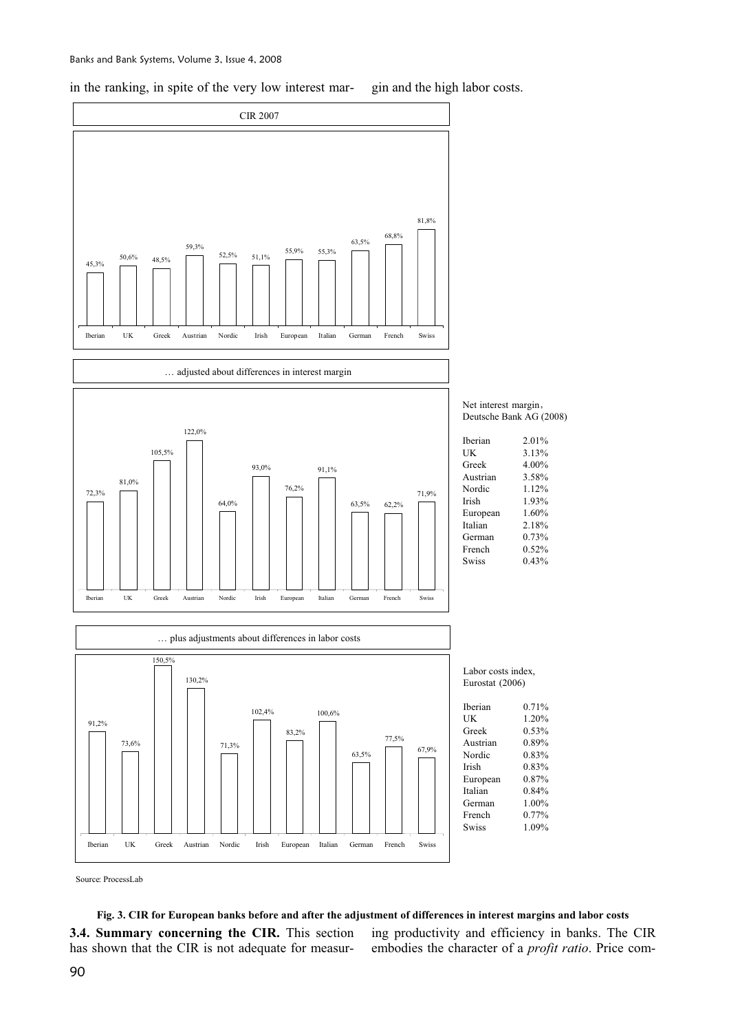in the ranking, in spite of the very low interest margin and the high labor costs.

CIR 2007

| Iberian | UK | Greek | Austrian | Nordic | Irish | European | Italian | German | French | Swiss |
|---|---|---|---|---|---|---|---|---|---|---|
| 45,3% | 50,6% | 48,5% | 59,3% | 52,5% | 51,1% | 55,9% | 55,3% | 63,5% | 68,8% | 81,8% |

… adjusted about differences in interest margin

| Iberian | UK | Greek | Austrian | Nordic | Irish | European | Italian | German | French | Swiss |
|---|---|---|---|---|---|---|---|---|---|---|
| 72,3% | 81,0% | 105,5% | 122,0% | 64,0% | 93,0% | 76,2% | 91,1% | 63,5% | 62,2% | 71,9% |

Net interest margin, Deutsche Bank AG (2008)

| | |
|---|---|
| Iberian | 2.01% |
| UK | 3.13% |
| Greek | 4.00% |
| Austrian | 3.58% |
| Nordic | 1.12% |
| Irish | 1.93% |
| European | 1.60% |
| Italian | 2.18% |
| German | 0.73% |
| French | 0.52% |
| Swiss | 0.43% |

… plus adjustments about differences in labor costs

| Iberian | UK | Greek | Austrian | Nordic | Irish | European | Italian | German | French | Swiss |
|---|---|---|---|---|---|---|---|---|---|---|
| 91,2% | 73,6% | 150,5% | 130,2% | 71,3% | 102,4% | 83,2% | 100,6% | 63,5% | 77,5% | 67,9% |

Labor costs index, Eurostat (2006)

| | |
|---|---|
| Iberian | 0.71% |
| UK | 1.20% |
| Greek | 0.53% |
| Austrian | 0.89% |
| Nordic | 0.83% |
| Irish | 0.83% |
| European | 0.87% |
| Italian | 0.84% |
| German | 1.00% |
| French | 0.77% |
| Swiss | 1.09% |

Source: ProcessLab

**Fig. 3. CIR for European banks before and after the adjustment of differences in interest margins and labor costs**

**3.4. Summary concerning the CIR.** This section has shown that the CIR is not adequate for measuring productivity and efficiency in banks. The CIR embodies the character of a *profit ratio*. Price com-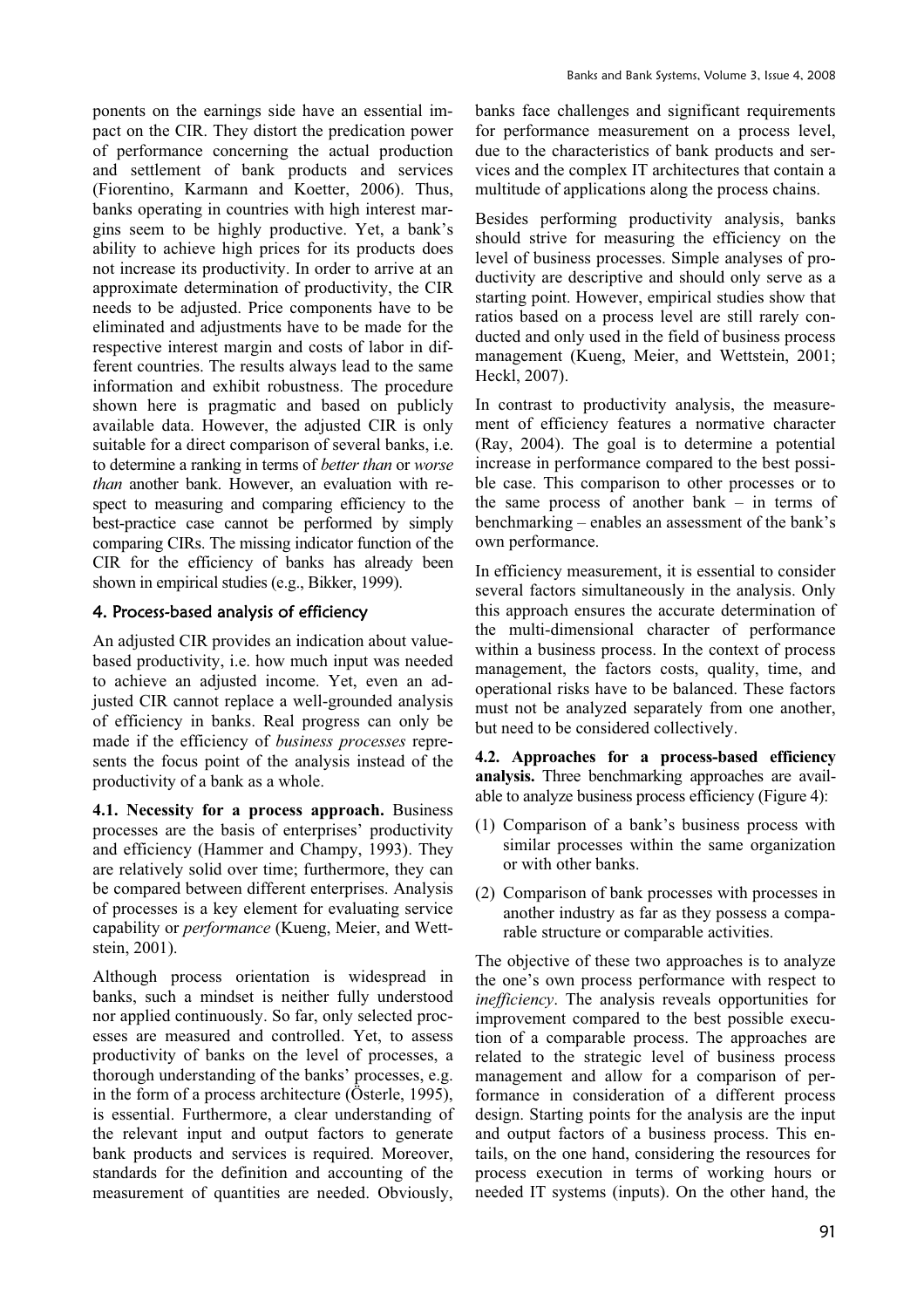ponents on the earnings side have an essential impact on the CIR. They distort the predication power of performance concerning the actual production and settlement of bank products and services (Fiorentino, Karmann and Koetter, 2006). Thus, banks operating in countries with high interest margins seem to be highly productive. Yet, a bank's ability to achieve high prices for its products does not increase its productivity. In order to arrive at an approximate determination of productivity, the CIR needs to be adjusted. Price components have to be eliminated and adjustments have to be made for the respective interest margin and costs of labor in different countries. The results always lead to the same information and exhibit robustness. The procedure shown here is pragmatic and based on publicly available data. However, the adjusted CIR is only suitable for a direct comparison of several banks, i.e. to determine a ranking in terms of *better than* or *worse than* another bank. However, an evaluation with respect to measuring and comparing efficiency to the best-practice case cannot be performed by simply comparing CIRs. The missing indicator function of the CIR for the efficiency of banks has already been shown in empirical studies (e.g., Bikker, 1999).

## 4. Process-based analysis of efficiency

An adjusted CIR provides an indication about value-based productivity, i.e. how much input was needed to achieve an adjusted income. Yet, even an adjusted CIR cannot replace a well-grounded analysis of efficiency in banks. Real progress can only be made if the efficiency of *business processes* represents the focus point of the analysis instead of the productivity of a bank as a whole.

**4.1. Necessity for a process approach.** Business processes are the basis of enterprises' productivity and efficiency (Hammer and Champy, 1993). They are relatively solid over time; furthermore, they can be compared between different enterprises. Analysis of processes is a key element for evaluating service capability or *performance* (Kueng, Meier, and Wettstein, 2001).

Although process orientation is widespread in banks, such a mindset is neither fully understood nor applied continuously. So far, only selected processes are measured and controlled. Yet, to assess productivity of banks on the level of processes, a thorough understanding of the banks' processes, e.g. in the form of a process architecture (Österle, 1995), is essential. Furthermore, a clear understanding of the relevant input and output factors to generate bank products and services is required. Moreover, standards for the definition and accounting of the measurement of quantities are needed. Obviously, banks face challenges and significant requirements for performance measurement on a process level, due to the characteristics of bank products and services and the complex IT architectures that contain a multitude of applications along the process chains.

Besides performing productivity analysis, banks should strive for measuring the efficiency on the level of business processes. Simple analyses of productivity are descriptive and should only serve as a starting point. However, empirical studies show that ratios based on a process level are still rarely conducted and only used in the field of business process management (Kueng, Meier, and Wettstein, 2001; Heckl, 2007).

In contrast to productivity analysis, the measurement of efficiency features a normative character (Ray, 2004). The goal is to determine a potential increase in performance compared to the best possible case. This comparison to other processes or to the same process of another bank – in terms of benchmarking – enables an assessment of the bank's own performance.

In efficiency measurement, it is essential to consider several factors simultaneously in the analysis. Only this approach ensures the accurate determination of the multi-dimensional character of performance within a business process. In the context of process management, the factors costs, quality, time, and operational risks have to be balanced. These factors must not be analyzed separately from one another, but need to be considered collectively.

**4.2. Approaches for a process-based efficiency analysis.** Three benchmarking approaches are available to analyze business process efficiency (Figure 4):

(1) Comparison of a bank's business process with similar processes within the same organization or with other banks.

(2) Comparison of bank processes with processes in another industry as far as they possess a comparable structure or comparable activities.

The objective of these two approaches is to analyze the one's own process performance with respect to *inefficiency*. The analysis reveals opportunities for improvement compared to the best possible execution of a comparable process. The approaches are related to the strategic level of business process management and allow for a comparison of performance in consideration of a different process design. Starting points for the analysis are the input and output factors of a business process. This entails, on the one hand, considering the resources for process execution in terms of working hours or needed IT systems (inputs). On the other hand, the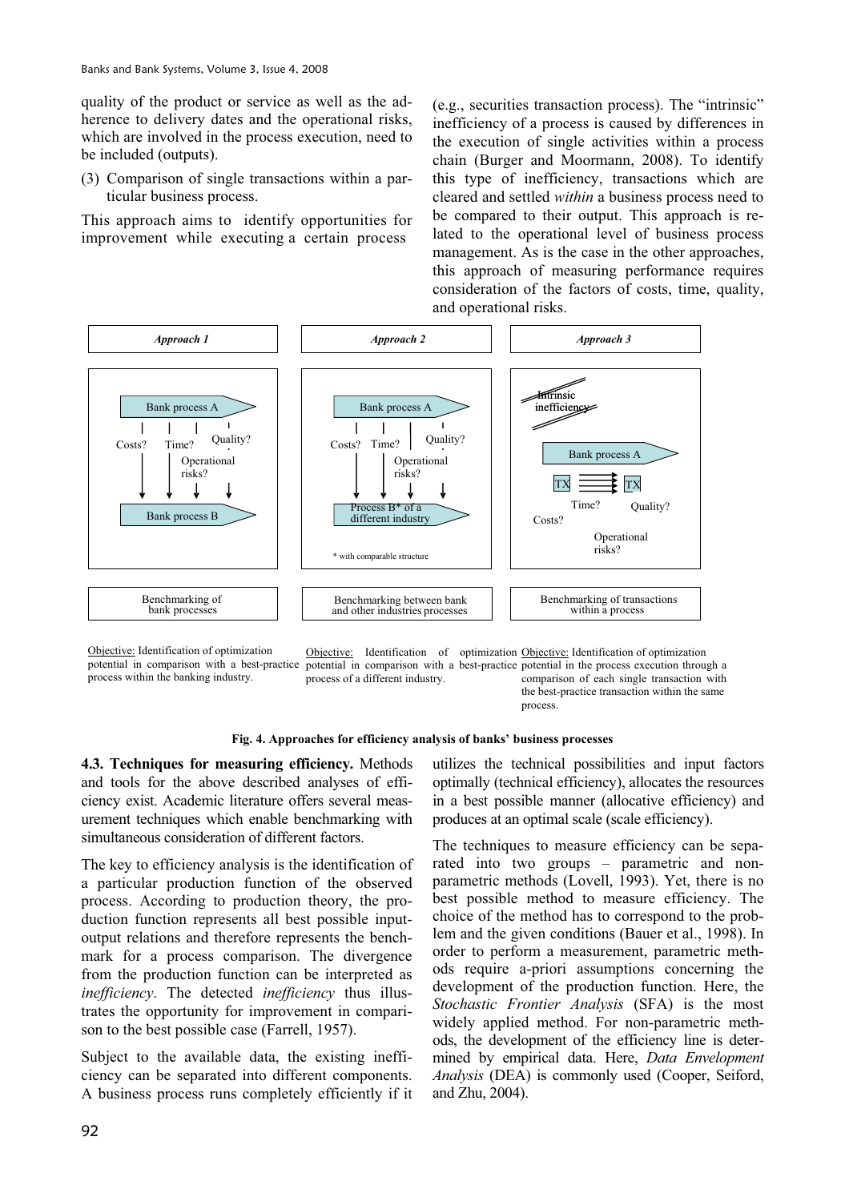quality of the product or service as well as the adherence to delivery dates and the operational risks, which are involved in the process execution, need to be included (outputs).

(3) Comparison of single transactions within a particular business process.

This approach aims to identify opportunities for improvement while executing a certain process (e.g., securities transaction process). The "intrinsic" inefficiency of a process is caused by differences in the execution of single activities within a process chain (Burger and Moormann, 2008). To identify this type of inefficiency, transactions which are cleared and settled *within* a business process need to be compared to their output. This approach is related to the operational level of business process management. As is the case in the other approaches, this approach of measuring performance requires consideration of the factors of costs, time, quality, and operational risks.

| Approach 1 | Approach 2 | Approach 3 |
|---|---|---|
| Bank process A → Costs? Time? Quality? Operational risks? → Bank process B | Bank process A → Costs? Time? Quality? Operational risks? → Process B* of a different industry (* with comparable structure) | Intrinsic inefficiency; Bank process A: TX ⇉ TX; Costs? Time? Quality? Operational risks? |
| Benchmarking of bank processes | Benchmarking between bank and other industries processes | Benchmarking of transactions within a process |
| Objective: Identification of optimization potential in comparison with a best-practice process within the banking industry. | Objective: Identification of optimization potential in comparison with a best-practice process of a different industry. | Objective: Identification of optimization potential in the process execution through a comparison of each single transaction with the best-practice transaction within the same process. |

**Fig. 4. Approaches for efficiency analysis of banks' business processes**

**4.3. Techniques for measuring efficiency.** Methods and tools for the above described analyses of efficiency exist. Academic literature offers several measurement techniques which enable benchmarking with simultaneous consideration of different factors.

The key to efficiency analysis is the identification of a particular production function of the observed process. According to production theory, the production function represents all best possible input-output relations and therefore represents the benchmark for a process comparison. The divergence from the production function can be interpreted as *inefficiency*. The detected *inefficiency* thus illustrates the opportunity for improvement in comparison to the best possible case (Farrell, 1957).

Subject to the available data, the existing inefficiency can be separated into different components. A business process runs completely efficiently if it utilizes the technical possibilities and input factors optimally (technical efficiency), allocates the resources in a best possible manner (allocative efficiency) and produces at an optimal scale (scale efficiency).

The techniques to measure efficiency can be separated into two groups – parametric and non-parametric methods (Lovell, 1993). Yet, there is no best possible method to measure efficiency. The choice of the method has to correspond to the problem and the given conditions (Bauer et al., 1998). In order to perform a measurement, parametric methods require a-priori assumptions concerning the development of the production function. Here, the *Stochastic Frontier Analysis* (SFA) is the most widely applied method. For non-parametric methods, the development of the efficiency line is determined by empirical data. Here, *Data Envelopment Analysis* (DEA) is commonly used (Cooper, Seiford, and Zhu, 2004).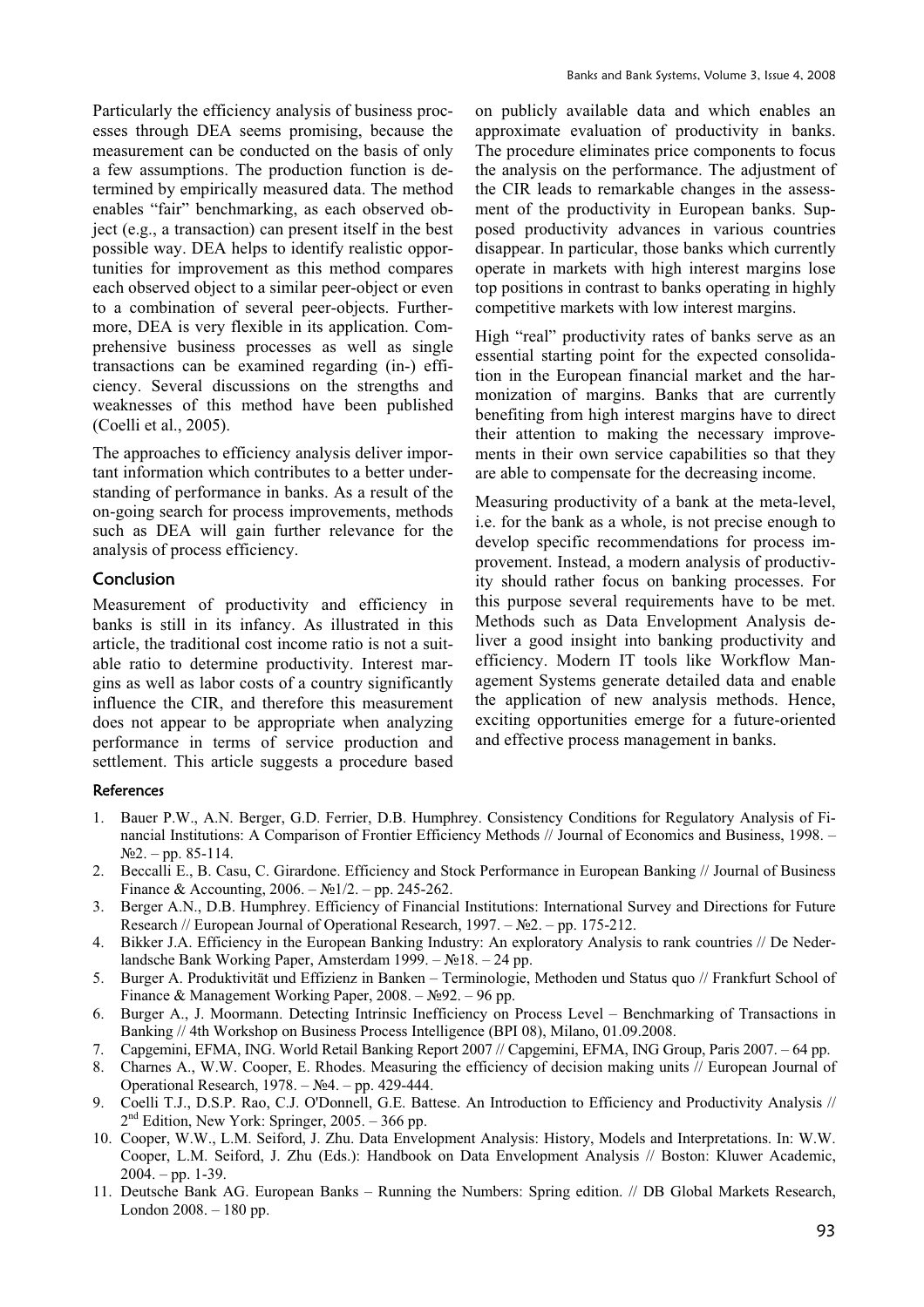Particularly the efficiency analysis of business processes through DEA seems promising, because the measurement can be conducted on the basis of only a few assumptions. The production function is determined by empirically measured data. The method enables "fair" benchmarking, as each observed object (e.g., a transaction) can present itself in the best possible way. DEA helps to identify realistic opportunities for improvement as this method compares each observed object to a similar peer-object or even to a combination of several peer-objects. Furthermore, DEA is very flexible in its application. Comprehensive business processes as well as single transactions can be examined regarding (in-) efficiency. Several discussions on the strengths and weaknesses of this method have been published (Coelli et al., 2005).

The approaches to efficiency analysis deliver important information which contributes to a better understanding of performance in banks. As a result of the on-going search for process improvements, methods such as DEA will gain further relevance for the analysis of process efficiency.

## Conclusion

Measurement of productivity and efficiency in banks is still in its infancy. As illustrated in this article, the traditional cost income ratio is not a suitable ratio to determine productivity. Interest margins as well as labor costs of a country significantly influence the CIR, and therefore this measurement does not appear to be appropriate when analyzing performance in terms of service production and settlement. This article suggests a procedure based on publicly available data and which enables an approximate evaluation of productivity in banks. The procedure eliminates price components to focus the analysis on the performance. The adjustment of the CIR leads to remarkable changes in the assessment of the productivity in European banks. Supposed productivity advances in various countries disappear. In particular, those banks which currently operate in markets with high interest margins lose top positions in contrast to banks operating in highly competitive markets with low interest margins.

High "real" productivity rates of banks serve as an essential starting point for the expected consolidation in the European financial market and the harmonization of margins. Banks that are currently benefiting from high interest margins have to direct their attention to making the necessary improvements in their own service capabilities so that they are able to compensate for the decreasing income.

Measuring productivity of a bank at the meta-level, i.e. for the bank as a whole, is not precise enough to develop specific recommendations for process improvement. Instead, a modern analysis of productivity should rather focus on banking processes. For this purpose several requirements have to be met. Methods such as Data Envelopment Analysis deliver a good insight into banking productivity and efficiency. Modern IT tools like Workflow Management Systems generate detailed data and enable the application of new analysis methods. Hence, exciting opportunities emerge for a future-oriented and effective process management in banks.

### References

1. Bauer P.W., A.N. Berger, G.D. Ferrier, D.B. Humphrey. Consistency Conditions for Regulatory Analysis of Financial Institutions: A Comparison of Frontier Efficiency Methods // Journal of Economics and Business, 1998. – №2. – pp. 85-114.
2. Beccalli E., B. Casu, C. Girardone. Efficiency and Stock Performance in European Banking // Journal of Business Finance & Accounting, 2006. – №1/2. – pp. 245-262.
3. Berger A.N., D.B. Humphrey. Efficiency of Financial Institutions: International Survey and Directions for Future Research // European Journal of Operational Research, 1997. – №2. – pp. 175-212.
4. Bikker J.A. Efficiency in the European Banking Industry: An exploratory Analysis to rank countries // De Nederlandsche Bank Working Paper, Amsterdam 1999. – №18. – 24 pp.
5. Burger A. Produktivität und Effizienz in Banken – Terminologie, Methoden und Status quo // Frankfurt School of Finance & Management Working Paper, 2008. – №92. – 96 pp.
6. Burger A., J. Moormann. Detecting Intrinsic Inefficiency on Process Level – Benchmarking of Transactions in Banking // 4th Workshop on Business Process Intelligence (BPI 08), Milano, 01.09.2008.
7. Capgemini, EFMA, ING. World Retail Banking Report 2007 // Capgemini, EFMA, ING Group, Paris 2007. – 64 pp.
8. Charnes A., W.W. Cooper, E. Rhodes. Measuring the efficiency of decision making units // European Journal of Operational Research, 1978. – №4. – pp. 429-444.
9. Coelli T.J., D.S.P. Rao, C.J. O'Donnell, G.E. Battese. An Introduction to Efficiency and Productivity Analysis // 2nd Edition, New York: Springer, 2005. – 366 pp.
10. Cooper, W.W., L.M. Seiford, J. Zhu. Data Envelopment Analysis: History, Models and Interpretations. In: W.W. Cooper, L.M. Seiford, J. Zhu (Eds.): Handbook on Data Envelopment Analysis // Boston: Kluwer Academic, 2004. – pp. 1-39.
11. Deutsche Bank AG. European Banks – Running the Numbers: Spring edition. // DB Global Markets Research, London 2008. – 180 pp.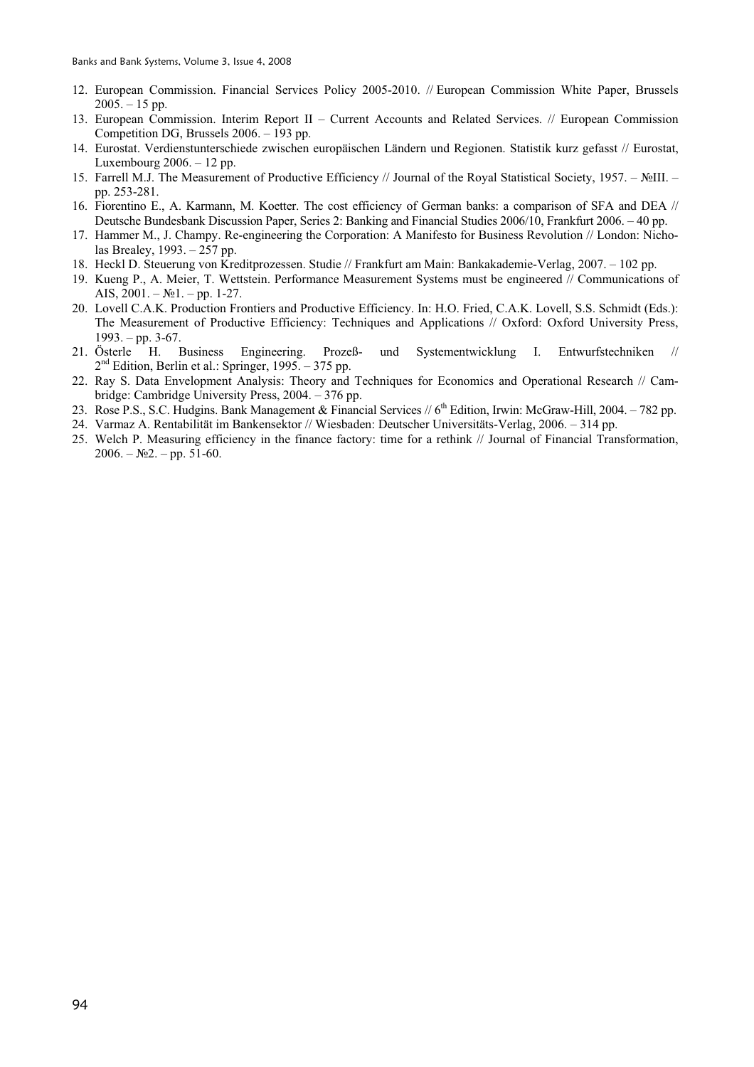12. European Commission. Financial Services Policy 2005-2010. // European Commission White Paper, Brussels 2005. – 15 pp.
13. European Commission. Interim Report II – Current Accounts and Related Services. // European Commission Competition DG, Brussels 2006. – 193 pp.
14. Eurostat. Verdienstunterschiede zwischen europäischen Ländern und Regionen. Statistik kurz gefasst // Eurostat, Luxembourg 2006. – 12 pp.
15. Farrell M.J. The Measurement of Productive Efficiency // Journal of the Royal Statistical Society, 1957. – №III. – pp. 253-281.
16. Fiorentino E., A. Karmann, M. Koetter. The cost efficiency of German banks: a comparison of SFA and DEA // Deutsche Bundesbank Discussion Paper, Series 2: Banking and Financial Studies 2006/10, Frankfurt 2006. – 40 pp.
17. Hammer M., J. Champy. Re-engineering the Corporation: A Manifesto for Business Revolution // London: Nicholas Brealey, 1993. – 257 pp.
18. Heckl D. Steuerung von Kreditprozessen. Studie // Frankfurt am Main: Bankakademie-Verlag, 2007. – 102 pp.
19. Kueng P., A. Meier, T. Wettstein. Performance Measurement Systems must be engineered // Communications of AIS, 2001. – №1. – pp. 1-27.
20. Lovell C.A.K. Production Frontiers and Productive Efficiency. In: H.O. Fried, C.A.K. Lovell, S.S. Schmidt (Eds.): The Measurement of Productive Efficiency: Techniques and Applications // Oxford: Oxford University Press, 1993. – pp. 3-67.
21. Österle H. Business Engineering. Prozeß- und Systementwicklung I. Entwurfstechniken // 2nd Edition, Berlin et al.: Springer, 1995. – 375 pp.
22. Ray S. Data Envelopment Analysis: Theory and Techniques for Economics and Operational Research // Cambridge: Cambridge University Press, 2004. – 376 pp.
23. Rose P.S., S.C. Hudgins. Bank Management & Financial Services // 6th Edition, Irwin: McGraw-Hill, 2004. – 782 pp.
24. Varmaz A. Rentabilität im Bankensektor // Wiesbaden: Deutscher Universitäts-Verlag, 2006. – 314 pp.
25. Welch P. Measuring efficiency in the finance factory: time for a rethink // Journal of Financial Transformation, 2006. – №2. – pp. 51-60.